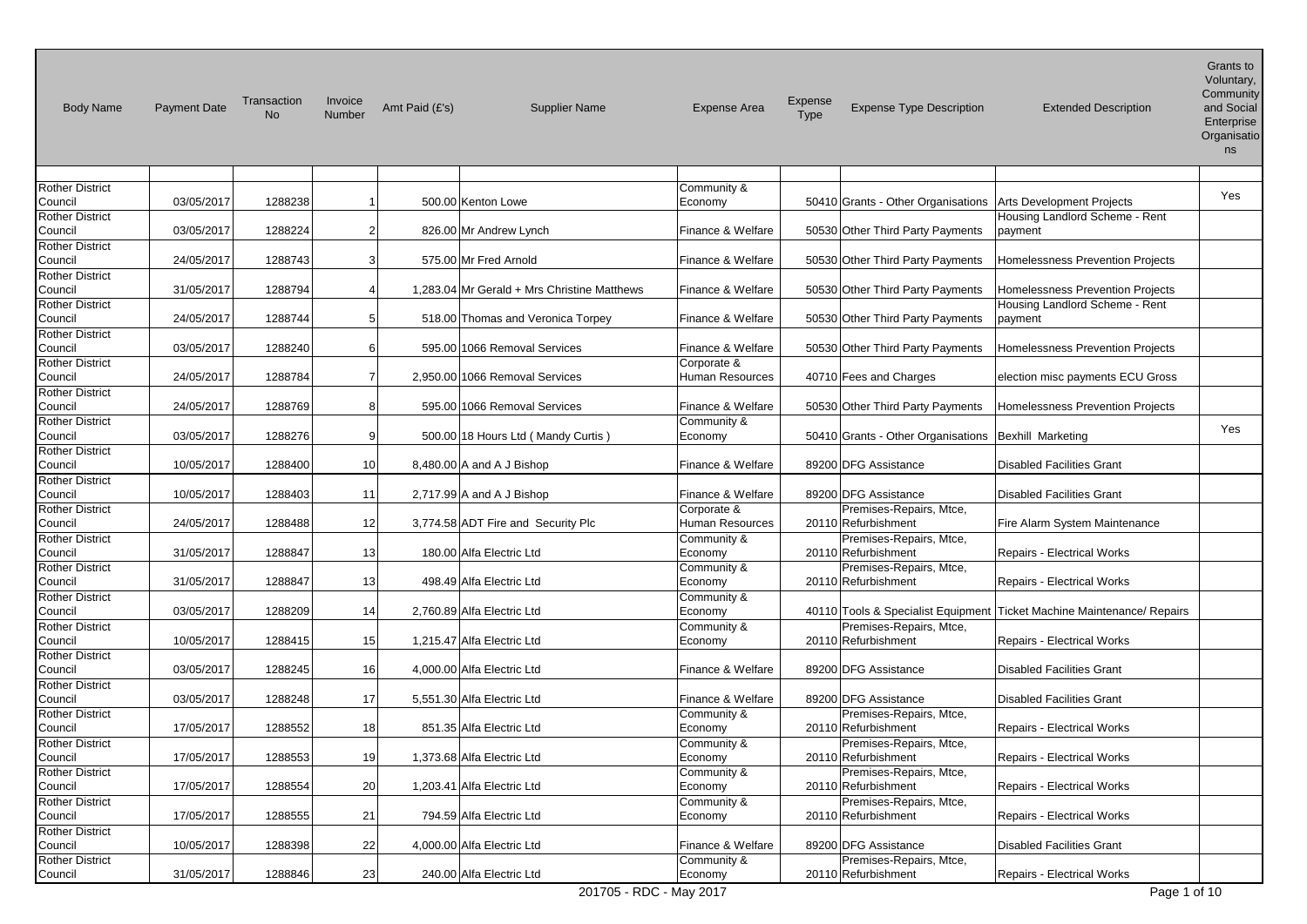| Body Name | Payment Date | Transaction No | Invoice Number | Amt Paid (£'s) | Supplier Name | Expense Area | Expense Type | Expense Type Description | Extended Description | Grants to Voluntary, Community and Social Enterprise Organisations |
|---|---|---|---|---|---|---|---|---|---|---|
| | | | | | | | | | | |
| Rother District Council | 03/05/2017 | 1288238 | 1 | 500.00 | Kenton Lowe | Community & Economy | 50410 | Grants - Other Organisations | Arts Development Projects | Yes |
| Rother District Council | 03/05/2017 | 1288224 | 2 | 826.00 | Mr Andrew Lynch | Finance & Welfare | 50530 | Other Third Party Payments | Housing Landlord Scheme - Rent payment | |
| Rother District Council | 24/05/2017 | 1288743 | 3 | 575.00 | Mr Fred Arnold | Finance & Welfare | 50530 | Other Third Party Payments | Homelessness Prevention Projects | |
| Rother District Council | 31/05/2017 | 1288794 | 4 | 1,283.04 | Mr Gerald + Mrs Christine Matthews | Finance & Welfare | 50530 | Other Third Party Payments | Homelessness Prevention Projects | |
| Rother District Council | 24/05/2017 | 1288744 | 5 | 518.00 | Thomas and Veronica Torpey | Finance & Welfare | 50530 | Other Third Party Payments | Housing Landlord Scheme - Rent payment | |
| Rother District Council | 03/05/2017 | 1288240 | 6 | 595.00 | 1066 Removal Services | Finance & Welfare | 50530 | Other Third Party Payments | Homelessness Prevention Projects | |
| Rother District Council | 24/05/2017 | 1288784 | 7 | 2,950.00 | 1066 Removal Services | Corporate & Human Resources | 40710 | Fees and Charges | election misc payments ECU Gross | |
| Rother District Council | 24/05/2017 | 1288769 | 8 | 595.00 | 1066 Removal Services | Finance & Welfare | 50530 | Other Third Party Payments | Homelessness Prevention Projects | |
| Rother District Council | 03/05/2017 | 1288276 | 9 | 500.00 | 18 Hours Ltd ( Mandy Curtis ) | Community & Economy | 50410 | Grants - Other Organisations | Bexhill Marketing | Yes |
| Rother District Council | 10/05/2017 | 1288400 | 10 | 8,480.00 | A and A J Bishop | Finance & Welfare | 89200 | DFG Assistance | Disabled Facilities Grant | |
| Rother District Council | 10/05/2017 | 1288403 | 11 | 2,717.99 | A and A J Bishop | Finance & Welfare | 89200 | DFG Assistance | Disabled Facilities Grant | |
| Rother District Council | 24/05/2017 | 1288488 | 12 | 3,774.58 | ADT Fire and Security Plc | Corporate & Human Resources | 20110 | Premises-Repairs, Mtce, Refurbishment | Fire Alarm System Maintenance | |
| Rother District Council | 31/05/2017 | 1288847 | 13 | 180.00 | Alfa Electric Ltd | Community & Economy | 20110 | Premises-Repairs, Mtce, Refurbishment | Repairs - Electrical Works | |
| Rother District Council | 31/05/2017 | 1288847 | 13 | 498.49 | Alfa Electric Ltd | Community & Economy | 20110 | Premises-Repairs, Mtce, Refurbishment | Repairs - Electrical Works | |
| Rother District Council | 03/05/2017 | 1288209 | 14 | 2,760.89 | Alfa Electric Ltd | Community & Economy | 40110 | Tools & Specialist Equipment | Ticket Machine Maintenance/ Repairs | |
| Rother District Council | 10/05/2017 | 1288415 | 15 | 1,215.47 | Alfa Electric Ltd | Community & Economy | 20110 | Premises-Repairs, Mtce, Refurbishment | Repairs - Electrical Works | |
| Rother District Council | 03/05/2017 | 1288245 | 16 | 4,000.00 | Alfa Electric Ltd | Finance & Welfare | 89200 | DFG Assistance | Disabled Facilities Grant | |
| Rother District Council | 03/05/2017 | 1288248 | 17 | 5,551.30 | Alfa Electric Ltd | Finance & Welfare | 89200 | DFG Assistance | Disabled Facilities Grant | |
| Rother District Council | 17/05/2017 | 1288552 | 18 | 851.35 | Alfa Electric Ltd | Community & Economy | 20110 | Premises-Repairs, Mtce, Refurbishment | Repairs - Electrical Works | |
| Rother District Council | 17/05/2017 | 1288553 | 19 | 1,373.68 | Alfa Electric Ltd | Community & Economy | 20110 | Premises-Repairs, Mtce, Refurbishment | Repairs - Electrical Works | |
| Rother District Council | 17/05/2017 | 1288554 | 20 | 1,203.41 | Alfa Electric Ltd | Community & Economy | 20110 | Premises-Repairs, Mtce, Refurbishment | Repairs - Electrical Works | |
| Rother District Council | 17/05/2017 | 1288555 | 21 | 794.59 | Alfa Electric Ltd | Community & Economy | 20110 | Premises-Repairs, Mtce, Refurbishment | Repairs - Electrical Works | |
| Rother District Council | 10/05/2017 | 1288398 | 22 | 4,000.00 | Alfa Electric Ltd | Finance & Welfare | 89200 | DFG Assistance | Disabled Facilities Grant | |
| Rother District Council | 31/05/2017 | 1288846 | 23 | 240.00 | Alfa Electric Ltd | Community & Economy | 20110 | Premises-Repairs, Mtce, Refurbishment | Repairs - Electrical Works | |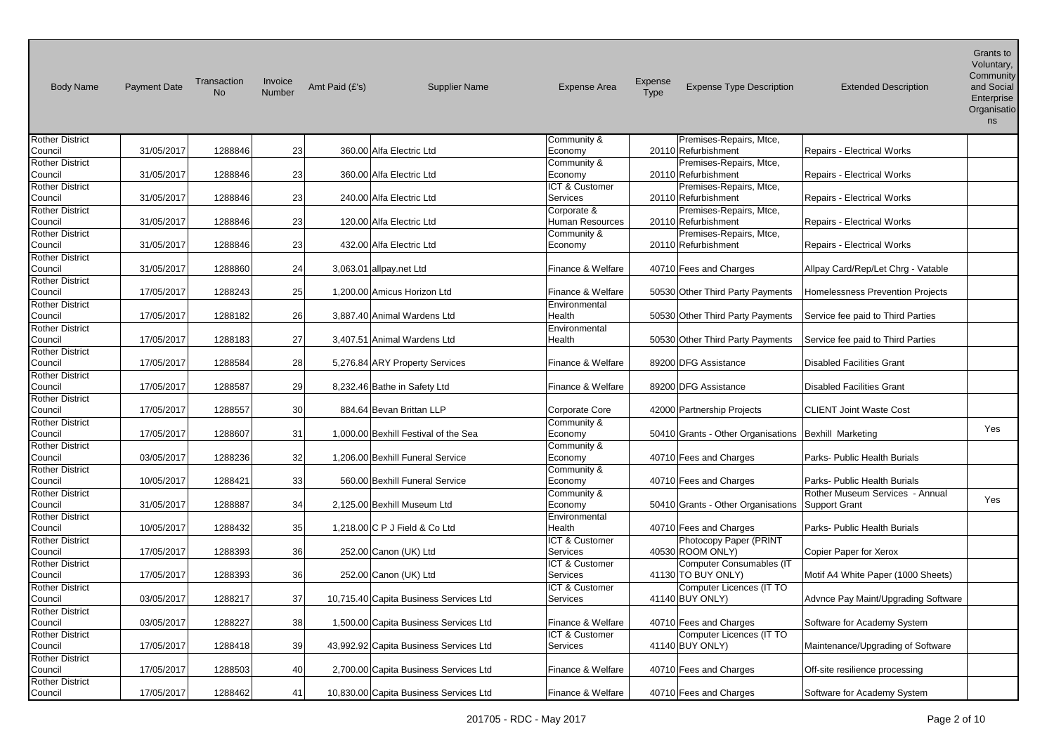| Body Name | Payment Date | Transaction No | Invoice Number | Amt Paid (£'s) | Supplier Name | Expense Area | Expense Type | Expense Type Description | Extended Description | Grants to Voluntary, Community and Social Enterprise Organisations |
|---|---|---|---|---|---|---|---|---|---|---|
| Rother District Council | 31/05/2017 | 1288846 | 23 | 360.00 | Alfa Electric Ltd | Community & Economy | 20110 | Premises-Repairs, Mtce, Refurbishment | Repairs - Electrical Works | |
| Rother District Council | 31/05/2017 | 1288846 | 23 | 360.00 | Alfa Electric Ltd | Community & Economy | 20110 | Premises-Repairs, Mtce, Refurbishment | Repairs - Electrical Works | |
| Rother District Council | 31/05/2017 | 1288846 | 23 | 240.00 | Alfa Electric Ltd | ICT & Customer Services | 20110 | Premises-Repairs, Mtce, Refurbishment | Repairs - Electrical Works | |
| Rother District Council | 31/05/2017 | 1288846 | 23 | 120.00 | Alfa Electric Ltd | Corporate & Human Resources | 20110 | Premises-Repairs, Mtce, Refurbishment | Repairs - Electrical Works | |
| Rother District Council | 31/05/2017 | 1288846 | 23 | 432.00 | Alfa Electric Ltd | Community & Economy | 20110 | Premises-Repairs, Mtce, Refurbishment | Repairs - Electrical Works | |
| Rother District Council | 31/05/2017 | 1288860 | 24 | 3,063.01 | allpay.net Ltd | Finance & Welfare | 40710 | Fees and Charges | Allpay Card/Rep/Let Chrg - Vatable | |
| Rother District Council | 17/05/2017 | 1288243 | 25 | 1,200.00 | Amicus Horizon Ltd | Finance & Welfare | 50530 | Other Third Party Payments | Homelessness Prevention Projects | |
| Rother District Council | 17/05/2017 | 1288182 | 26 | 3,887.40 | Animal Wardens Ltd | Environmental Health | 50530 | Other Third Party Payments | Service fee paid to Third Parties | |
| Rother District Council | 17/05/2017 | 1288183 | 27 | 3,407.51 | Animal Wardens Ltd | Environmental Health | 50530 | Other Third Party Payments | Service fee paid to Third Parties | |
| Rother District Council | 17/05/2017 | 1288584 | 28 | 5,276.84 | ARY Property Services | Finance & Welfare | 89200 | DFG Assistance | Disabled Facilities Grant | |
| Rother District Council | 17/05/2017 | 1288587 | 29 | 8,232.46 | Bathe in Safety Ltd | Finance & Welfare | 89200 | DFG Assistance | Disabled Facilities Grant | |
| Rother District Council | 17/05/2017 | 1288557 | 30 | 884.64 | Bevan Brittan LLP | Corporate Core | 42000 | Partnership Projects | CLIENT Joint Waste Cost | |
| Rother District Council | 17/05/2017 | 1288607 | 31 | 1,000.00 | Bexhill Festival of the Sea | Community & Economy | 50410 | Grants - Other Organisations | Bexhill Marketing | Yes |
| Rother District Council | 03/05/2017 | 1288236 | 32 | 1,206.00 | Bexhill Funeral Service | Community & Economy | 40710 | Fees and Charges | Parks- Public Health Burials | |
| Rother District Council | 10/05/2017 | 1288421 | 33 | 560.00 | Bexhill Funeral Service | Community & Economy | 40710 | Fees and Charges | Parks- Public Health Burials | |
| Rother District Council | 31/05/2017 | 1288887 | 34 | 2,125.00 | Bexhill Museum Ltd | Community & Economy | 50410 | Grants - Other Organisations | Rother Museum Services - Annual Support Grant | Yes |
| Rother District Council | 10/05/2017 | 1288432 | 35 | 1,218.00 | C P J Field & Co Ltd | Environmental Health | 40710 | Fees and Charges | Parks- Public Health Burials | |
| Rother District Council | 17/05/2017 | 1288393 | 36 | 252.00 | Canon (UK) Ltd | ICT & Customer Services | 40530 | Photocopy Paper (PRINT ROOM ONLY) | Copier Paper for Xerox | |
| Rother District Council | 17/05/2017 | 1288393 | 36 | 252.00 | Canon (UK) Ltd | ICT & Customer Services | 41130 | Computer Consumables (IT TO BUY ONLY) | Motif A4 White Paper (1000 Sheets) | |
| Rother District Council | 03/05/2017 | 1288217 | 37 | 10,715.40 | Capita Business Services Ltd | ICT & Customer Services | 41140 | Computer Licences (IT TO BUY ONLY) | Advnce Pay Maint/Upgrading Software | |
| Rother District Council | 03/05/2017 | 1288227 | 38 | 1,500.00 | Capita Business Services Ltd | Finance & Welfare | 40710 | Fees and Charges | Software for Academy System | |
| Rother District Council | 17/05/2017 | 1288418 | 39 | 43,992.92 | Capita Business Services Ltd | ICT & Customer Services | 41140 | Computer Licences (IT TO BUY ONLY) | Maintenance/Upgrading of Software | |
| Rother District Council | 17/05/2017 | 1288503 | 40 | 2,700.00 | Capita Business Services Ltd | Finance & Welfare | 40710 | Fees and Charges | Off-site resilience processing | |
| Rother District Council | 17/05/2017 | 1288462 | 41 | 10,830.00 | Capita Business Services Ltd | Finance & Welfare | 40710 | Fees and Charges | Software for Academy System | |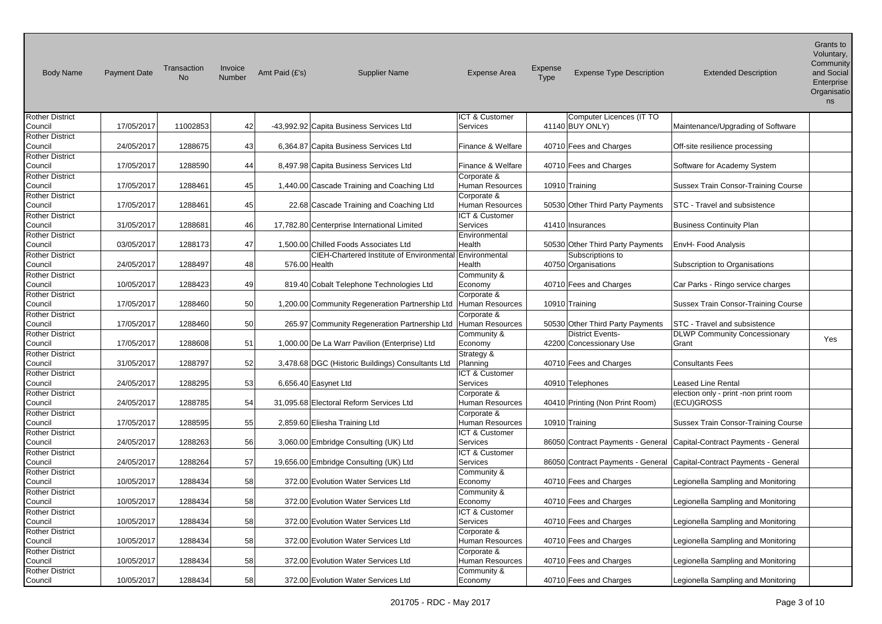| Body Name | Payment Date | Transaction No | Invoice Number | Amt Paid (£'s) | Supplier Name | Expense Area | Expense Type | Expense Type Description | Extended Description | Grants to Voluntary, Community and Social Enterprise Organisations |
|---|---|---|---|---|---|---|---|---|---|---|
| Rother District Council | 17/05/2017 | 11002853 | 42 | -43,992.92 | Capita Business Services Ltd | ICT & Customer Services | 41140 | Computer Licences (IT TO BUY ONLY) | Maintenance/Upgrading of Software | |
| Rother District Council | 24/05/2017 | 1288675 | 43 | 6,364.87 | Capita Business Services Ltd | Finance & Welfare | 40710 | Fees and Charges | Off-site resilience processing | |
| Rother District Council | 17/05/2017 | 1288590 | 44 | 8,497.98 | Capita Business Services Ltd | Finance & Welfare | 40710 | Fees and Charges | Software for Academy System | |
| Rother District Council | 17/05/2017 | 1288461 | 45 | 1,440.00 | Cascade Training and Coaching Ltd | Corporate & Human Resources | 10910 | Training | Sussex Train Consor-Training Course | |
| Rother District Council | 17/05/2017 | 1288461 | 45 | 22.68 | Cascade Training and Coaching Ltd | Corporate & Human Resources | 50530 | Other Third Party Payments | STC - Travel and subsistence | |
| Rother District Council | 31/05/2017 | 1288681 | 46 | 17,782.80 | Centerprise International Limited | ICT & Customer Services | 41410 | Insurances | Business Continuity Plan | |
| Rother District Council | 03/05/2017 | 1288173 | 47 | 1,500.00 | Chilled Foods Associates Ltd | Environmental Health | 50530 | Other Third Party Payments | EnvH- Food Analysis | |
| Rother District Council | 24/05/2017 | 1288497 | 48 | 576.00 | CIEH-Chartered Institute of Environmental Health | Environmental Health | 40750 | Subscriptions to Organisations | Subscription to Organisations | |
| Rother District Council | 10/05/2017 | 1288423 | 49 | 819.40 | Cobalt Telephone Technologies Ltd | Community & Economy | 40710 | Fees and Charges | Car Parks - Ringo service charges | |
| Rother District Council | 17/05/2017 | 1288460 | 50 | 1,200.00 | Community Regeneration Partnership Ltd | Corporate & Human Resources | 10910 | Training | Sussex Train Consor-Training Course | |
| Rother District Council | 17/05/2017 | 1288460 | 50 | 265.97 | Community Regeneration Partnership Ltd | Corporate & Human Resources | 50530 | Other Third Party Payments | STC - Travel and subsistence | |
| Rother District Council | 17/05/2017 | 1288608 | 51 | 1,000.00 | De La Warr Pavilion (Enterprise) Ltd | Community & Economy | 42200 | District Events-Concessionary Use | DLWP Community Concessionary Grant | Yes |
| Rother District Council | 31/05/2017 | 1288797 | 52 | 3,478.68 | DGC (Historic Buildings) Consultants Ltd | Strategy & Planning | 40710 | Fees and Charges | Consultants Fees | |
| Rother District Council | 24/05/2017 | 1288295 | 53 | 6,656.40 | Easynet Ltd | ICT & Customer Services | 40910 | Telephones | Leased Line Rental | |
| Rother District Council | 24/05/2017 | 1288785 | 54 | 31,095.68 | Electoral Reform Services Ltd | Corporate & Human Resources | 40410 | Printing (Non Print Room) | election only - print -non print room (ECU)GROSS | |
| Rother District Council | 17/05/2017 | 1288595 | 55 | 2,859.60 | Eliesha Training Ltd | Corporate & Human Resources | 10910 | Training | Sussex Train Consor-Training Course | |
| Rother District Council | 24/05/2017 | 1288263 | 56 | 3,060.00 | Embridge Consulting (UK) Ltd | ICT & Customer Services | 86050 | Contract Payments - General | Capital-Contract Payments - General | |
| Rother District Council | 24/05/2017 | 1288264 | 57 | 19,656.00 | Embridge Consulting (UK) Ltd | ICT & Customer Services | 86050 | Contract Payments - General | Capital-Contract Payments - General | |
| Rother District Council | 10/05/2017 | 1288434 | 58 | 372.00 | Evolution Water Services Ltd | Community & Economy | 40710 | Fees and Charges | Legionella Sampling and Monitoring | |
| Rother District Council | 10/05/2017 | 1288434 | 58 | 372.00 | Evolution Water Services Ltd | Community & Economy | 40710 | Fees and Charges | Legionella Sampling and Monitoring | |
| Rother District Council | 10/05/2017 | 1288434 | 58 | 372.00 | Evolution Water Services Ltd | ICT & Customer Services | 40710 | Fees and Charges | Legionella Sampling and Monitoring | |
| Rother District Council | 10/05/2017 | 1288434 | 58 | 372.00 | Evolution Water Services Ltd | Corporate & Human Resources | 40710 | Fees and Charges | Legionella Sampling and Monitoring | |
| Rother District Council | 10/05/2017 | 1288434 | 58 | 372.00 | Evolution Water Services Ltd | Corporate & Human Resources | 40710 | Fees and Charges | Legionella Sampling and Monitoring | |
| Rother District Council | 10/05/2017 | 1288434 | 58 | 372.00 | Evolution Water Services Ltd | Community & Economy | 40710 | Fees and Charges | Legionella Sampling and Monitoring | |

201705 - RDC - May 2017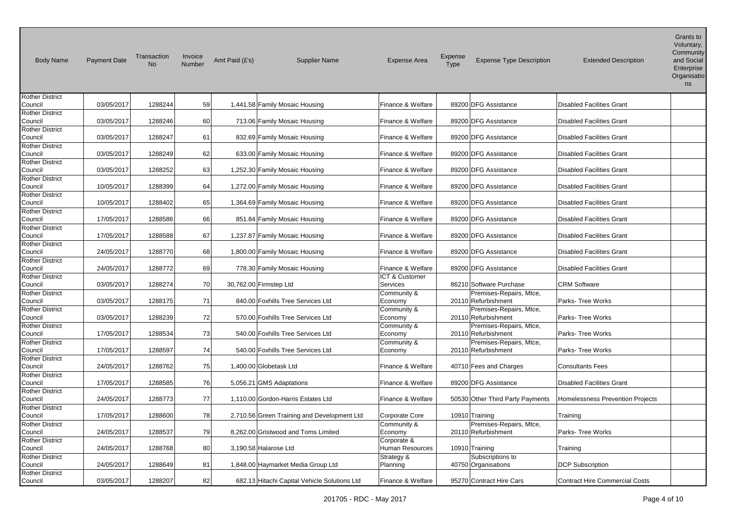| Body Name | Payment Date | Transaction No | Invoice Number | Amt Paid (£'s) | Supplier Name | Expense Area | Expense Type | Expense Type Description | Extended Description | Grants to Voluntary, Community and Social Enterprise Organisations |
|---|---|---|---|---|---|---|---|---|---|---|
| Rother District Council | 03/05/2017 | 1288244 | 59 | 1,441.58 | Family Mosaic Housing | Finance & Welfare | 89200 | DFG Assistance | Disabled Facilities Grant | |
| Rother District Council | 03/05/2017 | 1288246 | 60 | 713.06 | Family Mosaic Housing | Finance & Welfare | 89200 | DFG Assistance | Disabled Facilities Grant | |
| Rother District Council | 03/05/2017 | 1288247 | 61 | 832.69 | Family Mosaic Housing | Finance & Welfare | 89200 | DFG Assistance | Disabled Facilities Grant | |
| Rother District Council | 03/05/2017 | 1288249 | 62 | 633.00 | Family Mosaic Housing | Finance & Welfare | 89200 | DFG Assistance | Disabled Facilities Grant | |
| Rother District Council | 03/05/2017 | 1288252 | 63 | 1,252.30 | Family Mosaic Housing | Finance & Welfare | 89200 | DFG Assistance | Disabled Facilities Grant | |
| Rother District Council | 10/05/2017 | 1288399 | 64 | 1,272.00 | Family Mosaic Housing | Finance & Welfare | 89200 | DFG Assistance | Disabled Facilities Grant | |
| Rother District Council | 10/05/2017 | 1288402 | 65 | 1,364.69 | Family Mosaic Housing | Finance & Welfare | 89200 | DFG Assistance | Disabled Facilities Grant | |
| Rother District Council | 17/05/2017 | 1288586 | 66 | 851.84 | Family Mosaic Housing | Finance & Welfare | 89200 | DFG Assistance | Disabled Facilities Grant | |
| Rother District Council | 17/05/2017 | 1288588 | 67 | 1,237.87 | Family Mosaic Housing | Finance & Welfare | 89200 | DFG Assistance | Disabled Facilities Grant | |
| Rother District Council | 24/05/2017 | 1288770 | 68 | 1,800.00 | Family Mosaic Housing | Finance & Welfare | 89200 | DFG Assistance | Disabled Facilities Grant | |
| Rother District Council | 24/05/2017 | 1288772 | 69 | 778.30 | Family Mosaic Housing | Finance & Welfare | 89200 | DFG Assistance | Disabled Facilities Grant | |
| Rother District Council | 03/05/2017 | 1288274 | 70 | 30,762.00 | Firmstep Ltd | ICT & Customer Services | 86210 | Software Purchase | CRM Software | |
| Rother District Council | 03/05/2017 | 1288175 | 71 | 840.00 | Foxhills Tree Services Ltd | Community & Economy | 20110 | Premises-Repairs, Mtce, Refurbishment | Parks- Tree Works | |
| Rother District Council | 03/05/2017 | 1288239 | 72 | 570.00 | Foxhills Tree Services Ltd | Community & Economy | 20110 | Premises-Repairs, Mtce, Refurbishment | Parks- Tree Works | |
| Rother District Council | 17/05/2017 | 1288534 | 73 | 540.00 | Foxhills Tree Services Ltd | Community & Economy | 20110 | Premises-Repairs, Mtce, Refurbishment | Parks- Tree Works | |
| Rother District Council | 17/05/2017 | 1288597 | 74 | 540.00 | Foxhills Tree Services Ltd | Community & Economy | 20110 | Premises-Repairs, Mtce, Refurbishment | Parks- Tree Works | |
| Rother District Council | 24/05/2017 | 1288762 | 75 | 1,400.00 | Globetask Ltd | Finance & Welfare | 40710 | Fees and Charges | Consultants Fees | |
| Rother District Council | 17/05/2017 | 1288585 | 76 | 5,056.21 | GMS Adaptations | Finance & Welfare | 89200 | DFG Assistance | Disabled Facilities Grant | |
| Rother District Council | 24/05/2017 | 1288773 | 77 | 1,110.00 | Gordon-Harris Estates Ltd | Finance & Welfare | 50530 | Other Third Party Payments | Homelessness Prevention Projects | |
| Rother District Council | 17/05/2017 | 1288600 | 78 | 2,710.56 | Green Training and Development Ltd | Corporate Core | 10910 | Training | Training | |
| Rother District Council | 24/05/2017 | 1288537 | 79 | 8,262.00 | Gristwood and Toms Limited | Community & Economy | 20110 | Premises-Repairs, Mtce, Refurbishment | Parks- Tree Works | |
| Rother District Council | 24/05/2017 | 1288768 | 80 | 3,190.58 | Halarose Ltd | Corporate & Human Resources | 10910 | Training | Training | |
| Rother District Council | 24/05/2017 | 1288649 | 81 | 1,848.00 | Haymarket Media Group Ltd | Strategy & Planning | 40750 | Subscriptions to Organisations | DCP Subscription | |
| Rother District Council | 03/05/2017 | 1288207 | 82 | 682.13 | Hitachi Capital Vehicle Solutions Ltd | Finance & Welfare | 95270 | Contract Hire Cars | Contract Hire Commercial Costs | |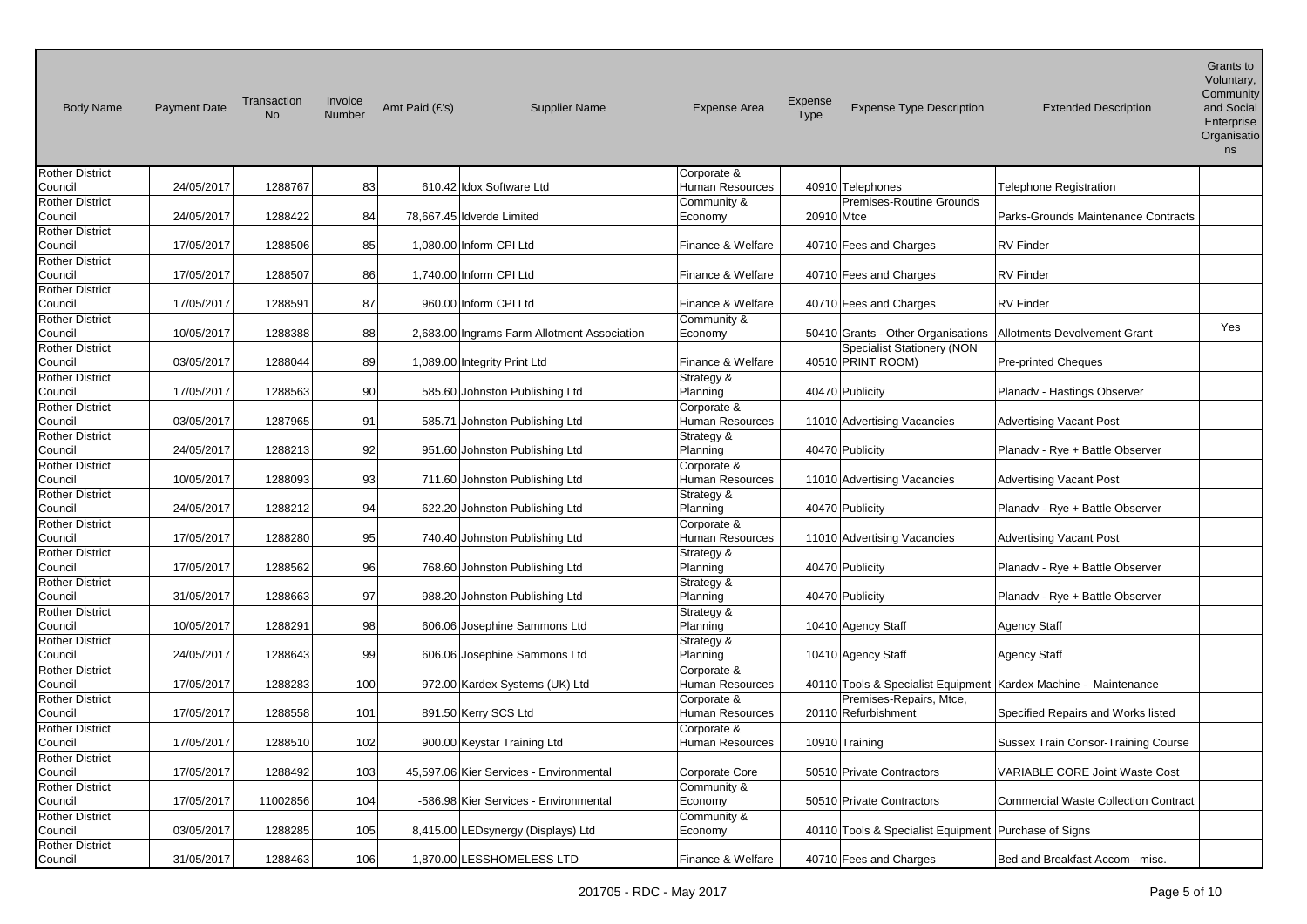| Body Name | Payment Date | Transaction No | Invoice Number | Amt Paid (£'s) | Supplier Name | Expense Area | Expense Type | Expense Type Description | Extended Description | Grants to Voluntary, Community and Social Enterprise Organisations |
|---|---|---|---|---|---|---|---|---|---|---|
| Rother District Council | 24/05/2017 | 1288767 | 83 | 610.42 | Idox Software Ltd | Corporate & Human Resources | 40910 | Telephones | Telephone Registration | |
| Rother District Council | 24/05/2017 | 1288422 | 84 | 78,667.45 | Idverde Limited | Community & Economy | 20910 | Premises-Routine Grounds Mtce | Parks-Grounds Maintenance Contracts | |
| Rother District Council | 17/05/2017 | 1288506 | 85 | 1,080.00 | Inform CPI Ltd | Finance & Welfare | 40710 | Fees and Charges | RV Finder | |
| Rother District Council | 17/05/2017 | 1288507 | 86 | 1,740.00 | Inform CPI Ltd | Finance & Welfare | 40710 | Fees and Charges | RV Finder | |
| Rother District Council | 17/05/2017 | 1288591 | 87 | 960.00 | Inform CPI Ltd | Finance & Welfare | 40710 | Fees and Charges | RV Finder | |
| Rother District Council | 10/05/2017 | 1288388 | 88 | 2,683.00 | Ingrams Farm Allotment Association | Community & Economy | 50410 | Grants - Other Organisations | Allotments Devolvement Grant | Yes |
| Rother District Council | 03/05/2017 | 1288044 | 89 | 1,089.00 | Integrity Print Ltd | Finance & Welfare | 40510 | Specialist Stationery (NON PRINT ROOM) | Pre-printed Cheques | |
| Rother District Council | 17/05/2017 | 1288563 | 90 | 585.60 | Johnston Publishing Ltd | Strategy & Planning | 40470 | Publicity | Planadv - Hastings Observer | |
| Rother District Council | 03/05/2017 | 1287965 | 91 | 585.71 | Johnston Publishing Ltd | Corporate & Human Resources | 11010 | Advertising Vacancies | Advertising Vacant Post | |
| Rother District Council | 24/05/2017 | 1288213 | 92 | 951.60 | Johnston Publishing Ltd | Strategy & Planning | 40470 | Publicity | Planadv - Rye + Battle Observer | |
| Rother District Council | 10/05/2017 | 1288093 | 93 | 711.60 | Johnston Publishing Ltd | Corporate & Human Resources | 11010 | Advertising Vacancies | Advertising Vacant Post | |
| Rother District Council | 24/05/2017 | 1288212 | 94 | 622.20 | Johnston Publishing Ltd | Strategy & Planning | 40470 | Publicity | Planadv - Rye + Battle Observer | |
| Rother District Council | 17/05/2017 | 1288280 | 95 | 740.40 | Johnston Publishing Ltd | Corporate & Human Resources | 11010 | Advertising Vacancies | Advertising Vacant Post | |
| Rother District Council | 17/05/2017 | 1288562 | 96 | 768.60 | Johnston Publishing Ltd | Strategy & Planning | 40470 | Publicity | Planadv - Rye + Battle Observer | |
| Rother District Council | 31/05/2017 | 1288663 | 97 | 988.20 | Johnston Publishing Ltd | Strategy & Planning | 40470 | Publicity | Planadv - Rye + Battle Observer | |
| Rother District Council | 10/05/2017 | 1288291 | 98 | 606.06 | Josephine Sammons Ltd | Strategy & Planning | 10410 | Agency Staff | Agency Staff | |
| Rother District Council | 24/05/2017 | 1288643 | 99 | 606.06 | Josephine Sammons Ltd | Strategy & Planning | 10410 | Agency Staff | Agency Staff | |
| Rother District Council | 17/05/2017 | 1288283 | 100 | 972.00 | Kardex Systems (UK) Ltd | Corporate & Human Resources | 40110 | Tools & Specialist Equipment | Kardex Machine - Maintenance | |
| Rother District Council | 17/05/2017 | 1288558 | 101 | 891.50 | Kerry SCS Ltd | Corporate & Human Resources | 20110 | Premises-Repairs, Mtce, Refurbishment | Specified Repairs and Works listed | |
| Rother District Council | 17/05/2017 | 1288510 | 102 | 900.00 | Keystar Training Ltd | Corporate & Human Resources | 10910 | Training | Sussex Train Consor-Training Course | |
| Rother District Council | 17/05/2017 | 1288492 | 103 | 45,597.06 | Kier Services - Environmental | Corporate Core | 50510 | Private Contractors | VARIABLE CORE Joint Waste Cost | |
| Rother District Council | 17/05/2017 | 11002856 | 104 | -586.98 | Kier Services - Environmental | Community & Economy | 50510 | Private Contractors | Commercial Waste Collection Contract | |
| Rother District Council | 03/05/2017 | 1288285 | 105 | 8,415.00 | LEDsynergy (Displays) Ltd | Community & Economy | 40110 | Tools & Specialist Equipment | Purchase of Signs | |
| Rother District Council | 31/05/2017 | 1288463 | 106 | 1,870.00 | LESSHOMELESS LTD | Finance & Welfare | 40710 | Fees and Charges | Bed and Breakfast Accom - misc. | |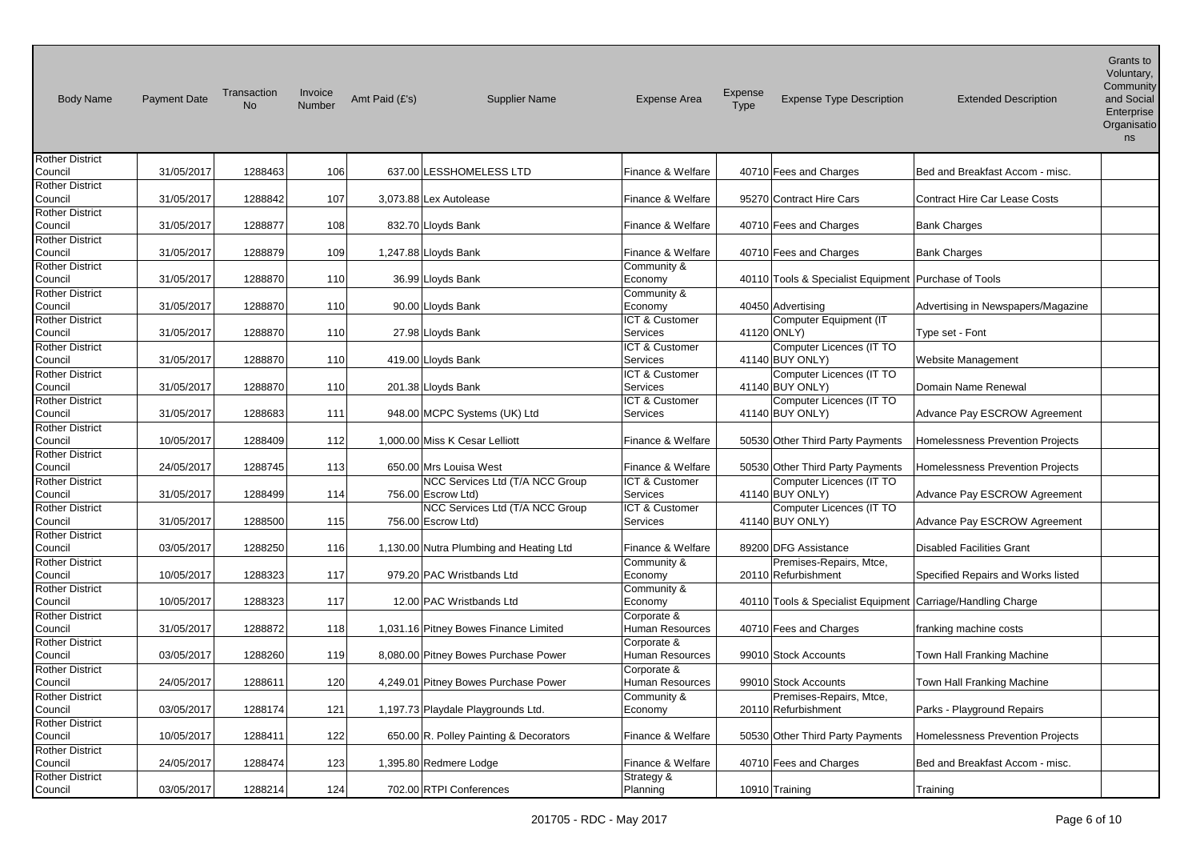| Body Name | Payment Date | Transaction No | Invoice Number | Amt Paid (£'s) | Supplier Name | Expense Area | Expense Type | Expense Type Description | Extended Description | Grants to Voluntary, Community and Social Enterprise Organisations |
|---|---|---|---|---|---|---|---|---|---|---|
| Rother District Council | 31/05/2017 | 1288463 | 106 | 637.00 | LESSHOMELESS LTD | Finance & Welfare | 40710 | Fees and Charges | Bed and Breakfast Accom - misc. | |
| Rother District Council | 31/05/2017 | 1288842 | 107 | 3,073.88 | Lex Autolease | Finance & Welfare | 95270 | Contract Hire Cars | Contract Hire Car Lease Costs | |
| Rother District Council | 31/05/2017 | 1288877 | 108 | 832.70 | Lloyds Bank | Finance & Welfare | 40710 | Fees and Charges | Bank Charges | |
| Rother District Council | 31/05/2017 | 1288879 | 109 | 1,247.88 | Lloyds Bank | Finance & Welfare | 40710 | Fees and Charges | Bank Charges | |
| Rother District Council | 31/05/2017 | 1288870 | 110 | 36.99 | Lloyds Bank | Community & Economy | 40110 | Tools & Specialist Equipment | Purchase of Tools | |
| Rother District Council | 31/05/2017 | 1288870 | 110 | 90.00 | Lloyds Bank | Community & Economy | 40450 | Advertising | Advertising in Newspapers/Magazine | |
| Rother District Council | 31/05/2017 | 1288870 | 110 | 27.98 | Lloyds Bank | ICT & Customer Services | 41120 | Computer Equipment (IT ONLY) | Type set - Font | |
| Rother District Council | 31/05/2017 | 1288870 | 110 | 419.00 | Lloyds Bank | ICT & Customer Services | 41140 | Computer Licences (IT TO BUY ONLY) | Website Management | |
| Rother District Council | 31/05/2017 | 1288870 | 110 | 201.38 | Lloyds Bank | ICT & Customer Services | 41140 | Computer Licences (IT TO BUY ONLY) | Domain Name Renewal | |
| Rother District Council | 31/05/2017 | 1288683 | 111 | 948.00 | MCPC Systems (UK) Ltd | ICT & Customer Services | 41140 | Computer Licences (IT TO BUY ONLY) | Advance Pay ESCROW Agreement | |
| Rother District Council | 10/05/2017 | 1288409 | 112 | 1,000.00 | Miss K Cesar Lelliott | Finance & Welfare | 50530 | Other Third Party Payments | Homelessness Prevention Projects | |
| Rother District Council | 24/05/2017 | 1288745 | 113 | 650.00 | Mrs Louisa West | Finance & Welfare | 50530 | Other Third Party Payments | Homelessness Prevention Projects | |
| Rother District Council | 31/05/2017 | 1288499 | 114 | 756.00 | NCC Services Ltd (T/A NCC Group Escrow Ltd) | ICT & Customer Services | 41140 | Computer Licences (IT TO BUY ONLY) | Advance Pay ESCROW Agreement | |
| Rother District Council | 31/05/2017 | 1288500 | 115 | 756.00 | NCC Services Ltd (T/A NCC Group Escrow Ltd) | ICT & Customer Services | 41140 | Computer Licences (IT TO BUY ONLY) | Advance Pay ESCROW Agreement | |
| Rother District Council | 03/05/2017 | 1288250 | 116 | 1,130.00 | Nutra Plumbing and Heating Ltd | Finance & Welfare | 89200 | DFG Assistance | Disabled Facilities Grant | |
| Rother District Council | 10/05/2017 | 1288323 | 117 | 979.20 | PAC Wristbands Ltd | Community & Economy | 20110 | Premises-Repairs, Mtce, Refurbishment | Specified Repairs and Works listed | |
| Rother District Council | 10/05/2017 | 1288323 | 117 | 12.00 | PAC Wristbands Ltd | Community & Economy | 40110 | Tools & Specialist Equipment | Carriage/Handling Charge | |
| Rother District Council | 31/05/2017 | 1288872 | 118 | 1,031.16 | Pitney Bowes Finance Limited | Corporate & Human Resources | 40710 | Fees and Charges | franking machine costs | |
| Rother District Council | 03/05/2017 | 1288260 | 119 | 8,080.00 | Pitney Bowes Purchase Power | Corporate & Human Resources | 99010 | Stock Accounts | Town Hall Franking Machine | |
| Rother District Council | 24/05/2017 | 1288611 | 120 | 4,249.01 | Pitney Bowes Purchase Power | Corporate & Human Resources | 99010 | Stock Accounts | Town Hall Franking Machine | |
| Rother District Council | 03/05/2017 | 1288174 | 121 | 1,197.73 | Playdale Playgrounds Ltd. | Community & Economy | 20110 | Premises-Repairs, Mtce, Refurbishment | Parks - Playground Repairs | |
| Rother District Council | 10/05/2017 | 1288411 | 122 | 650.00 | R. Polley Painting & Decorators | Finance & Welfare | 50530 | Other Third Party Payments | Homelessness Prevention Projects | |
| Rother District Council | 24/05/2017 | 1288474 | 123 | 1,395.80 | Redmere Lodge | Finance & Welfare | 40710 | Fees and Charges | Bed and Breakfast Accom - misc. | |
| Rother District Council | 03/05/2017 | 1288214 | 124 | 702.00 | RTPI Conferences | Strategy & Planning | 10910 | Training | Training | |

201705 - RDC - May 2017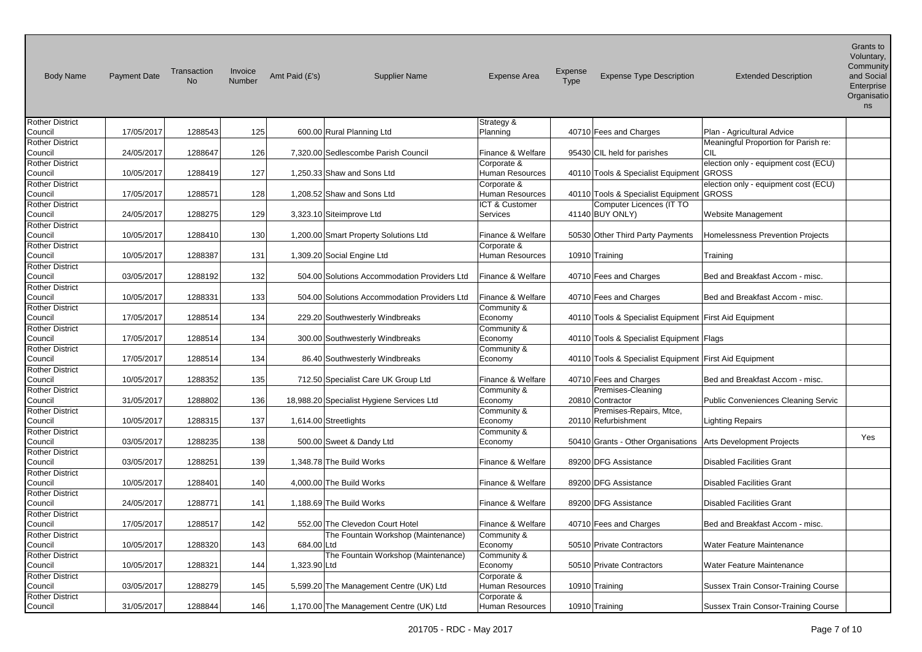| Body Name | Payment Date | Transaction No | Invoice Number | Amt Paid (£'s) | Supplier Name | Expense Area | Expense Type | Expense Type Description | Extended Description | Grants to Voluntary, Community and Social Enterprise Organisations |
|---|---|---|---|---|---|---|---|---|---|---|
| Rother District Council | 17/05/2017 | 1288543 | 125 | 600.00 | Rural Planning Ltd | Strategy & Planning | 40710 | Fees and Charges | Plan - Agricultural Advice | |
| Rother District Council | 24/05/2017 | 1288647 | 126 | 7,320.00 | Sedlescombe Parish Council | Finance & Welfare | 95430 | CIL held for parishes | Meaningful Proportion for Parish re: CIL | |
| Rother District Council | 10/05/2017 | 1288419 | 127 | 1,250.33 | Shaw and Sons Ltd | Corporate & Human Resources | 40110 | Tools & Specialist Equipment | election only - equipment cost (ECU) GROSS | |
| Rother District Council | 17/05/2017 | 1288571 | 128 | 1,208.52 | Shaw and Sons Ltd | Corporate & Human Resources | 40110 | Tools & Specialist Equipment | election only - equipment cost (ECU) GROSS | |
| Rother District Council | 24/05/2017 | 1288275 | 129 | 3,323.10 | Siteimprove Ltd | ICT & Customer Services | 41140 | Computer Licences (IT TO BUY ONLY) | Website Management | |
| Rother District Council | 10/05/2017 | 1288410 | 130 | 1,200.00 | Smart Property Solutions Ltd | Finance & Welfare | 50530 | Other Third Party Payments | Homelessness Prevention Projects | |
| Rother District Council | 10/05/2017 | 1288387 | 131 | 1,309.20 | Social Engine Ltd | Corporate & Human Resources | 10910 | Training | Training | |
| Rother District Council | 03/05/2017 | 1288192 | 132 | 504.00 | Solutions Accommodation Providers Ltd | Finance & Welfare | 40710 | Fees and Charges | Bed and Breakfast Accom - misc. | |
| Rother District Council | 10/05/2017 | 1288331 | 133 | 504.00 | Solutions Accommodation Providers Ltd | Finance & Welfare | 40710 | Fees and Charges | Bed and Breakfast Accom - misc. | |
| Rother District Council | 17/05/2017 | 1288514 | 134 | 229.20 | Southwesterly Windbreaks | Community & Economy | 40110 | Tools & Specialist Equipment | First Aid Equipment | |
| Rother District Council | 17/05/2017 | 1288514 | 134 | 300.00 | Southwesterly Windbreaks | Community & Economy | 40110 | Tools & Specialist Equipment | Flags | |
| Rother District Council | 17/05/2017 | 1288514 | 134 | 86.40 | Southwesterly Windbreaks | Community & Economy | 40110 | Tools & Specialist Equipment | First Aid Equipment | |
| Rother District Council | 10/05/2017 | 1288352 | 135 | 712.50 | Specialist Care UK Group Ltd | Finance & Welfare | 40710 | Fees and Charges | Bed and Breakfast Accom - misc. | |
| Rother District Council | 31/05/2017 | 1288802 | 136 | 18,988.20 | Specialist Hygiene Services Ltd | Community & Economy | 20810 | Premises-Cleaning Contractor | Public Conveniences Cleaning Servic | |
| Rother District Council | 10/05/2017 | 1288315 | 137 | 1,614.00 | Streetlights | Community & Economy | 20110 | Premises-Repairs, Mtce, Refurbishment | Lighting Repairs | |
| Rother District Council | 03/05/2017 | 1288235 | 138 | 500.00 | Sweet & Dandy Ltd | Community & Economy | 50410 | Grants - Other Organisations | Arts Development Projects | Yes |
| Rother District Council | 03/05/2017 | 1288251 | 139 | 1,348.78 | The Build Works | Finance & Welfare | 89200 | DFG Assistance | Disabled Facilities Grant | |
| Rother District Council | 10/05/2017 | 1288401 | 140 | 4,000.00 | The Build Works | Finance & Welfare | 89200 | DFG Assistance | Disabled Facilities Grant | |
| Rother District Council | 24/05/2017 | 1288771 | 141 | 1,188.69 | The Build Works | Finance & Welfare | 89200 | DFG Assistance | Disabled Facilities Grant | |
| Rother District Council | 17/05/2017 | 1288517 | 142 | 552.00 | The Clevedon Court Hotel | Finance & Welfare | 40710 | Fees and Charges | Bed and Breakfast Accom - misc. | |
| Rother District Council | 10/05/2017 | 1288320 | 143 | 684.00 | The Fountain Workshop (Maintenance) Ltd | Community & Economy | 50510 | Private Contractors | Water Feature Maintenance | |
| Rother District Council | 10/05/2017 | 1288321 | 144 | 1,323.90 | The Fountain Workshop (Maintenance) Ltd | Community & Economy | 50510 | Private Contractors | Water Feature Maintenance | |
| Rother District Council | 03/05/2017 | 1288279 | 145 | 5,599.20 | The Management Centre (UK) Ltd | Corporate & Human Resources | 10910 | Training | Sussex Train Consor-Training Course | |
| Rother District Council | 31/05/2017 | 1288844 | 146 | 1,170.00 | The Management Centre (UK) Ltd | Corporate & Human Resources | 10910 | Training | Sussex Train Consor-Training Course | |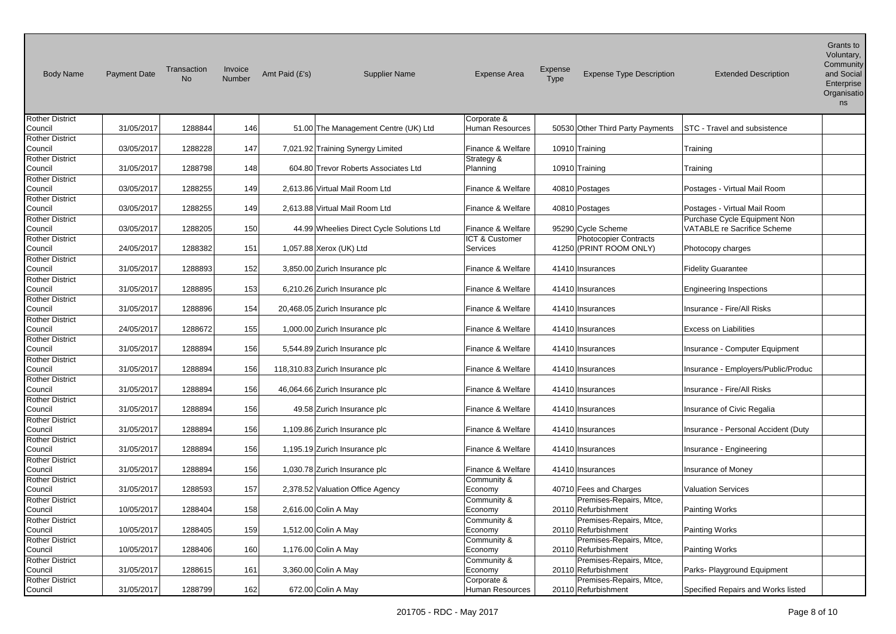| Body Name | Payment Date | Transaction No | Invoice Number | Amt Paid (£'s) | Supplier Name | Expense Area | Expense Type | Expense Type Description | Extended Description | Grants to Voluntary, Community and Social Enterprise Organisations |
|---|---|---|---|---|---|---|---|---|---|---|
| Rother District Council | 31/05/2017 | 1288844 | 146 | 51.00 | The Management Centre (UK) Ltd | Corporate & Human Resources | 50530 | Other Third Party Payments | STC - Travel and subsistence | |
| Rother District Council | 03/05/2017 | 1288228 | 147 | 7,021.92 | Training Synergy Limited | Finance & Welfare | 10910 | Training | Training | |
| Rother District Council | 31/05/2017 | 1288798 | 148 | 604.80 | Trevor Roberts Associates Ltd | Strategy & Planning | 10910 | Training | Training | |
| Rother District Council | 03/05/2017 | 1288255 | 149 | 2,613.86 | Virtual Mail Room Ltd | Finance & Welfare | 40810 | Postages | Postages - Virtual Mail Room | |
| Rother District Council | 03/05/2017 | 1288255 | 149 | 2,613.88 | Virtual Mail Room Ltd | Finance & Welfare | 40810 | Postages | Postages - Virtual Mail Room | |
| Rother District Council | 03/05/2017 | 1288205 | 150 | 44.99 | Wheelies Direct Cycle Solutions Ltd | Finance & Welfare | 95290 | Cycle Scheme | Purchase Cycle Equipment Non VATABLE re Sacrifice Scheme | |
| Rother District Council | 24/05/2017 | 1288382 | 151 | 1,057.88 | Xerox (UK) Ltd | ICT & Customer Services | 41250 | Photocopier Contracts (PRINT ROOM ONLY) | Photocopy charges | |
| Rother District Council | 31/05/2017 | 1288893 | 152 | 3,850.00 | Zurich Insurance plc | Finance & Welfare | 41410 | Insurances | Fidelity Guarantee | |
| Rother District Council | 31/05/2017 | 1288895 | 153 | 6,210.26 | Zurich Insurance plc | Finance & Welfare | 41410 | Insurances | Engineering Inspections | |
| Rother District Council | 31/05/2017 | 1288896 | 154 | 20,468.05 | Zurich Insurance plc | Finance & Welfare | 41410 | Insurances | Insurance - Fire/All Risks | |
| Rother District Council | 24/05/2017 | 1288672 | 155 | 1,000.00 | Zurich Insurance plc | Finance & Welfare | 41410 | Insurances | Excess on Liabilities | |
| Rother District Council | 31/05/2017 | 1288894 | 156 | 5,544.89 | Zurich Insurance plc | Finance & Welfare | 41410 | Insurances | Insurance - Computer Equipment | |
| Rother District Council | 31/05/2017 | 1288894 | 156 | 118,310.83 | Zurich Insurance plc | Finance & Welfare | 41410 | Insurances | Insurance - Employers/Public/Produc | |
| Rother District Council | 31/05/2017 | 1288894 | 156 | 46,064.66 | Zurich Insurance plc | Finance & Welfare | 41410 | Insurances | Insurance - Fire/All Risks | |
| Rother District Council | 31/05/2017 | 1288894 | 156 | 49.58 | Zurich Insurance plc | Finance & Welfare | 41410 | Insurances | Insurance of Civic Regalia | |
| Rother District Council | 31/05/2017 | 1288894 | 156 | 1,109.86 | Zurich Insurance plc | Finance & Welfare | 41410 | Insurances | Insurance - Personal Accident (Duty | |
| Rother District Council | 31/05/2017 | 1288894 | 156 | 1,195.19 | Zurich Insurance plc | Finance & Welfare | 41410 | Insurances | Insurance - Engineering | |
| Rother District Council | 31/05/2017 | 1288894 | 156 | 1,030.78 | Zurich Insurance plc | Finance & Welfare | 41410 | Insurances | Insurance of Money | |
| Rother District Council | 31/05/2017 | 1288593 | 157 | 2,378.52 | Valuation Office Agency | Community & Economy | 40710 | Fees and Charges | Valuation Services | |
| Rother District Council | 10/05/2017 | 1288404 | 158 | 2,616.00 | Colin A May | Community & Economy | 20110 | Premises-Repairs, Mtce, Refurbishment | Painting Works | |
| Rother District Council | 10/05/2017 | 1288405 | 159 | 1,512.00 | Colin A May | Community & Economy | 20110 | Premises-Repairs, Mtce, Refurbishment | Painting Works | |
| Rother District Council | 10/05/2017 | 1288406 | 160 | 1,176.00 | Colin A May | Community & Economy | 20110 | Premises-Repairs, Mtce, Refurbishment | Painting Works | |
| Rother District Council | 31/05/2017 | 1288615 | 161 | 3,360.00 | Colin A May | Community & Economy | 20110 | Premises-Repairs, Mtce, Refurbishment | Parks- Playground Equipment | |
| Rother District Council | 31/05/2017 | 1288799 | 162 | 672.00 | Colin A May | Corporate & Human Resources | 20110 | Premises-Repairs, Mtce, Refurbishment | Specified Repairs and Works listed | |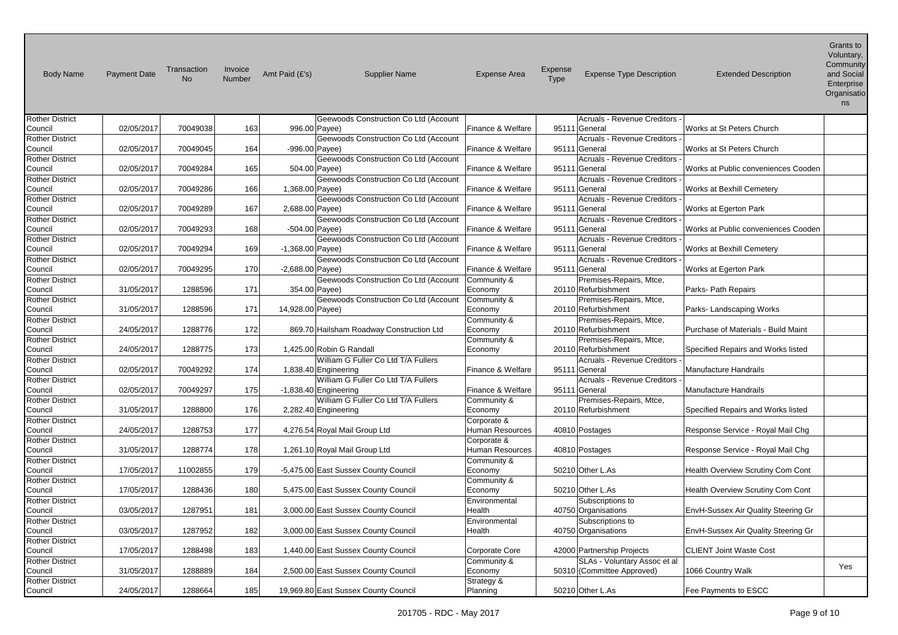| Body Name | Payment Date | Transaction No | Invoice Number | Amt Paid (£'s) | Supplier Name | Expense Area | Expense Type | Expense Type Description | Extended Description | Grants to Voluntary, Community and Social Enterprise Organisations |
|---|---|---|---|---|---|---|---|---|---|---|
| Rother District Council | 02/05/2017 | 70049038 | 163 | 996.00 | Geewoods Construction Co Ltd (Account Payee) | Finance & Welfare | 95111 | Acruals - Revenue Creditors - General | Works at St Peters Church | |
| Rother District Council | 02/05/2017 | 70049045 | 164 | -996.00 | Geewoods Construction Co Ltd (Account Payee) | Finance & Welfare | 95111 | Acruals - Revenue Creditors - General | Works at St Peters Church | |
| Rother District Council | 02/05/2017 | 70049284 | 165 | 504.00 | Geewoods Construction Co Ltd (Account Payee) | Finance & Welfare | 95111 | Acruals - Revenue Creditors - General | Works at Public conveniences Cooden | |
| Rother District Council | 02/05/2017 | 70049286 | 166 | 1,368.00 | Geewoods Construction Co Ltd (Account Payee) | Finance & Welfare | 95111 | Acruals - Revenue Creditors - General | Works at Bexhill Cemetery | |
| Rother District Council | 02/05/2017 | 70049289 | 167 | 2,688.00 | Geewoods Construction Co Ltd (Account Payee) | Finance & Welfare | 95111 | Acruals - Revenue Creditors - General | Works at Egerton Park | |
| Rother District Council | 02/05/2017 | 70049293 | 168 | -504.00 | Geewoods Construction Co Ltd (Account Payee) | Finance & Welfare | 95111 | Acruals - Revenue Creditors - General | Works at Public conveniences Cooden | |
| Rother District Council | 02/05/2017 | 70049294 | 169 | -1,368.00 | Geewoods Construction Co Ltd (Account Payee) | Finance & Welfare | 95111 | Acruals - Revenue Creditors - General | Works at Bexhill Cemetery | |
| Rother District Council | 02/05/2017 | 70049295 | 170 | -2,688.00 | Geewoods Construction Co Ltd (Account Payee) | Finance & Welfare | 95111 | Acruals - Revenue Creditors - General | Works at Egerton Park | |
| Rother District Council | 31/05/2017 | 1288596 | 171 | 354.00 | Geewoods Construction Co Ltd (Account Payee) | Community & Economy | 20110 | Premises-Repairs, Mtce, Refurbishment | Parks- Path Repairs | |
| Rother District Council | 31/05/2017 | 1288596 | 171 | 14,928.00 | Geewoods Construction Co Ltd (Account Payee) | Community & Economy | 20110 | Premises-Repairs, Mtce, Refurbishment | Parks- Landscaping Works | |
| Rother District Council | 24/05/2017 | 1288776 | 172 | 869.70 | Hailsham Roadway Construction Ltd | Community & Economy | 20110 | Premises-Repairs, Mtce, Refurbishment | Purchase of Materials - Build Maint | |
| Rother District Council | 24/05/2017 | 1288775 | 173 | 1,425.00 | Robin G Randall | Community & Economy | 20110 | Premises-Repairs, Mtce, Refurbishment | Specified Repairs and Works listed | |
| Rother District Council | 02/05/2017 | 70049292 | 174 | 1,838.40 | William G Fuller Co Ltd T/A Fullers Engineering | Finance & Welfare | 95111 | Acruals - Revenue Creditors - General | Manufacture Handrails | |
| Rother District Council | 02/05/2017 | 70049297 | 175 | -1,838.40 | William G Fuller Co Ltd T/A Fullers Engineering | Finance & Welfare | 95111 | Acruals - Revenue Creditors - General | Manufacture Handrails | |
| Rother District Council | 31/05/2017 | 1288800 | 176 | 2,282.40 | William G Fuller Co Ltd T/A Fullers Engineering | Community & Economy | 20110 | Premises-Repairs, Mtce, Refurbishment | Specified Repairs and Works listed | |
| Rother District Council | 24/05/2017 | 1288753 | 177 | 4,276.54 | Royal Mail Group Ltd | Corporate & Human Resources | 40810 | Postages | Response Service - Royal Mail Chg | |
| Rother District Council | 31/05/2017 | 1288774 | 178 | 1,261.10 | Royal Mail Group Ltd | Corporate & Human Resources | 40810 | Postages | Response Service - Royal Mail Chg | |
| Rother District Council | 17/05/2017 | 11002855 | 179 | -5,475.00 | East Sussex County Council | Community & Economy | 50210 | Other L.As | Health Overview Scrutiny Com Cont | |
| Rother District Council | 17/05/2017 | 1288436 | 180 | 5,475.00 | East Sussex County Council | Community & Economy | 50210 | Other L.As | Health Overview Scrutiny Com Cont | |
| Rother District Council | 03/05/2017 | 1287951 | 181 | 3,000.00 | East Sussex County Council | Environmental Health | 40750 | Subscriptions to Organisations | EnvH-Sussex Air Quality Steering Gr | |
| Rother District Council | 03/05/2017 | 1287952 | 182 | 3,000.00 | East Sussex County Council | Environmental Health | 40750 | Subscriptions to Organisations | EnvH-Sussex Air Quality Steering Gr | |
| Rother District Council | 17/05/2017 | 1288498 | 183 | 1,440.00 | East Sussex County Council | Corporate Core | 42000 | Partnership Projects | CLIENT Joint Waste Cost | |
| Rother District Council | 31/05/2017 | 1288889 | 184 | 2,500.00 | East Sussex County Council | Community & Economy | 50310 | SLAs - Voluntary Assoc et al (Committee Approved) | 1066 Country Walk | Yes |
| Rother District Council | 24/05/2017 | 1288664 | 185 | 19,969.80 | East Sussex County Council | Strategy & Planning | 50210 | Other L.As | Fee Payments to ESCC | |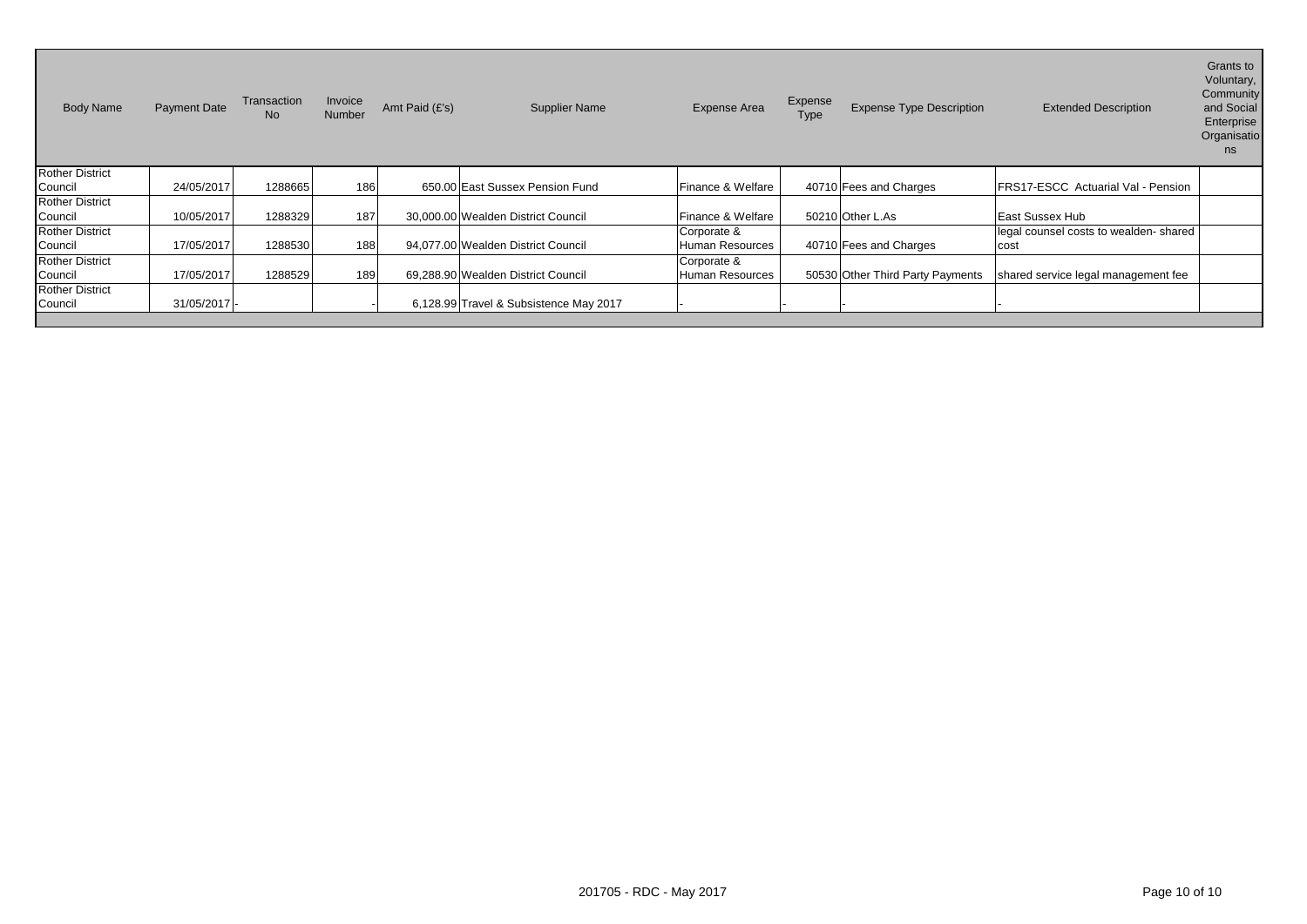| Body Name | Payment Date | Transaction No | Invoice Number | Amt Paid (£'s) | Supplier Name | Expense Area | Expense Type | Expense Type Description | Extended Description | Grants to Voluntary, Community and Social Enterprise Organisations |
|---|---|---|---|---|---|---|---|---|---|---|
| Rother District Council | 24/05/2017 | 1288665 | 186 | 650.00 | East Sussex Pension Fund | Finance & Welfare | 40710 | Fees and Charges | FRS17-ESCC Actuarial Val - Pension | |
| Rother District Council | 10/05/2017 | 1288329 | 187 | 30,000.00 | Wealden District Council | Finance & Welfare | 50210 | Other L.As | East Sussex Hub | |
| Rother District Council | 17/05/2017 | 1288530 | 188 | 94,077.00 | Wealden District Council | Corporate & Human Resources | 40710 | Fees and Charges | legal counsel costs to wealden- shared cost | |
| Rother District Council | 17/05/2017 | 1288529 | 189 | 69,288.90 | Wealden District Council | Corporate & Human Resources | 50530 | Other Third Party Payments | shared service legal management fee | |
| Rother District Council | 31/05/2017 | - | - | 6,128.99 | Travel & Subsistence May 2017 | - | - | - | - | |

201705 - RDC - May 2017